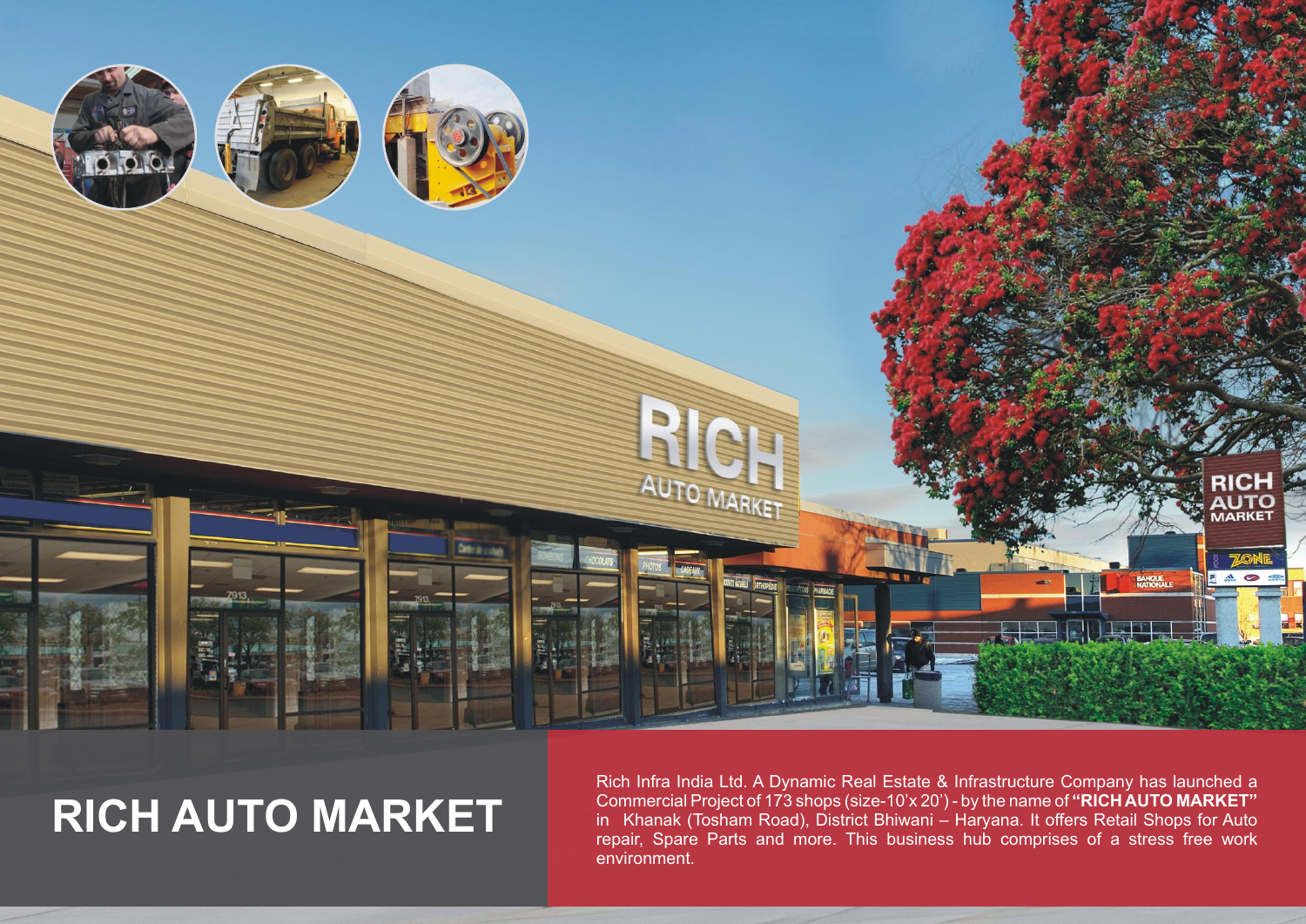# RICH AUTO MARKET

Rich Infra India Ltd. A Dynamic Real Estate & Infrastructure Company has launched a Commercial Project of 173 shops (size-10'x 20') - by the name of **"RICH AUTO MARKET"** in Khanak (Tosham Road), District Bhiwani – Haryana. It offers Retail Shops for Auto repair, Spare Parts and more. This business hub comprises of a stress free work environment.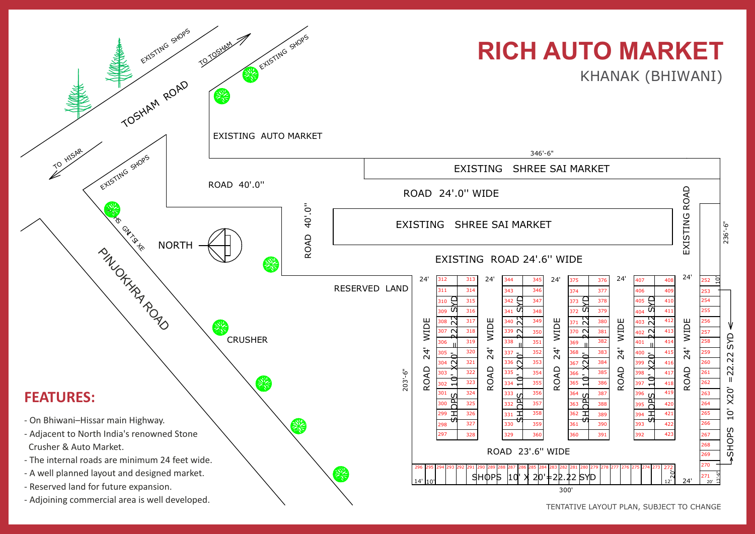# RICH AUTO MARKET

KHANAK (BHIWANI)

TOSHAM ROAD

TO TOSHAM

TO HISAR

EXISTING SHOPS

EXISTING SHOPS

EXISTING SHOPS

EXISTING AUTO MARKET

346'-6"

EXISTING SHREE SAI MARKET

ROAD 40'.0"

ROAD 24'.0" WIDE

ROAD 40'.0"

EXISTING SHREE SAI MARKET

EXISTING ROAD

236'-6"

NORTH

EXISTING SHOPS

EXISTING ROAD 24'.6" WIDE

PINJOKHRA ROAD

RESERVED LAND

CRUSHER

203'-6"

ROAD 24' WIDE

SHOPS 10' X20' = 22.22 SYD

ROAD 23'.6" WIDE

SHOPS 10' X 20'=22.22 SYD

SHOPS 10' X20' =22.22 SYD

300'

14' 10'

12' 20'

24'

13'-6" 20'

10'

## FEATURES:

- On Bhiwani–Hissar main Highway.
- Adjacent to North India's renowned Stone Crusher & Auto Market.
- The internal roads are minimum 24 feet wide.
- A well planned layout and designed market.
- Reserved land for future expansion.
- Adjoining commercial area is well developed.

TENTATIVE LAYOUT PLAN, SUBJECT TO CHANGE